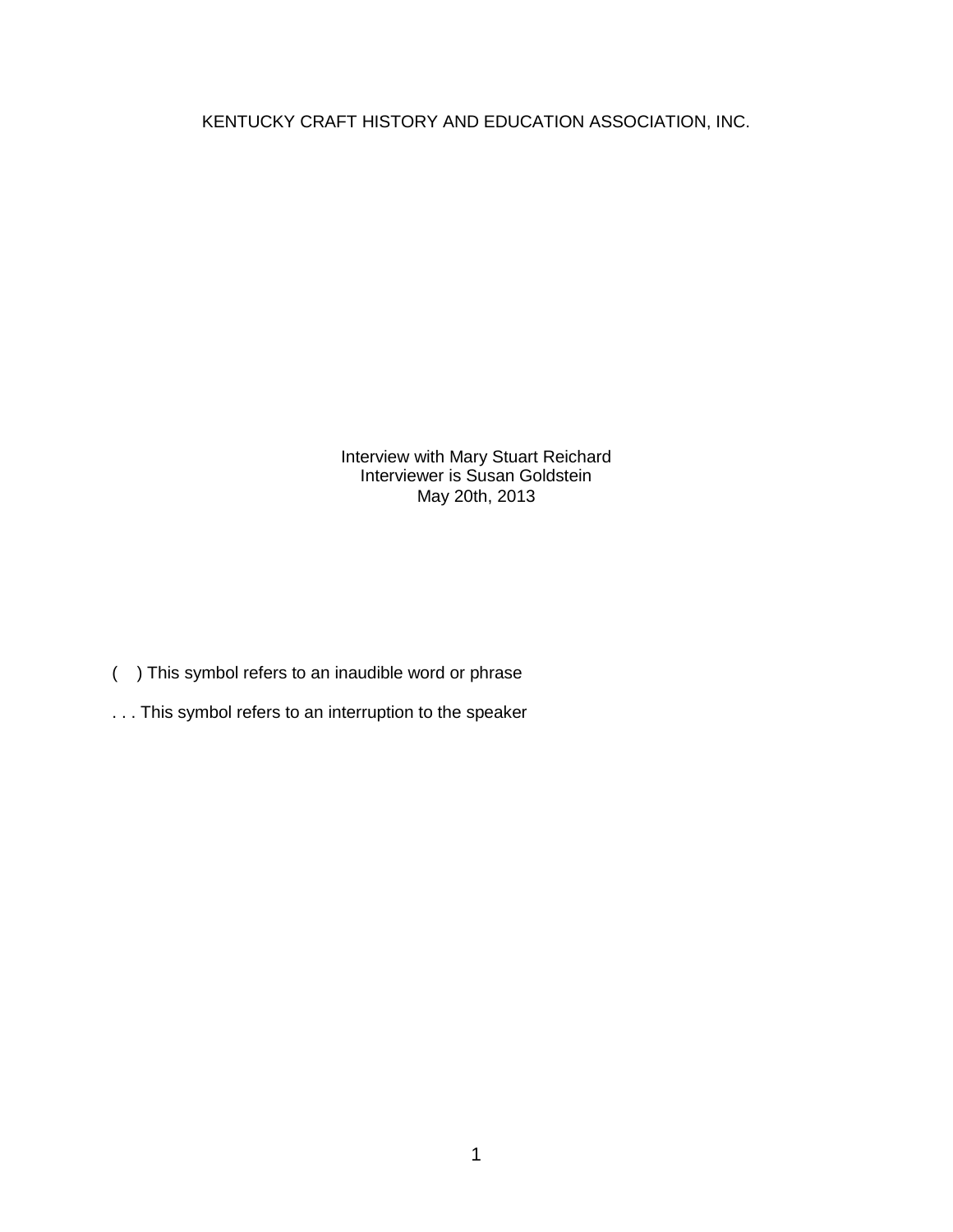KENTUCKY CRAFT HISTORY AND EDUCATION ASSOCIATION, INC.

Interview with Mary Stuart Reichard
Interviewer is Susan Goldstein
May 20th, 2013

(    ) This symbol refers to an inaudible word or phrase

. . . This symbol refers to an interruption to the speaker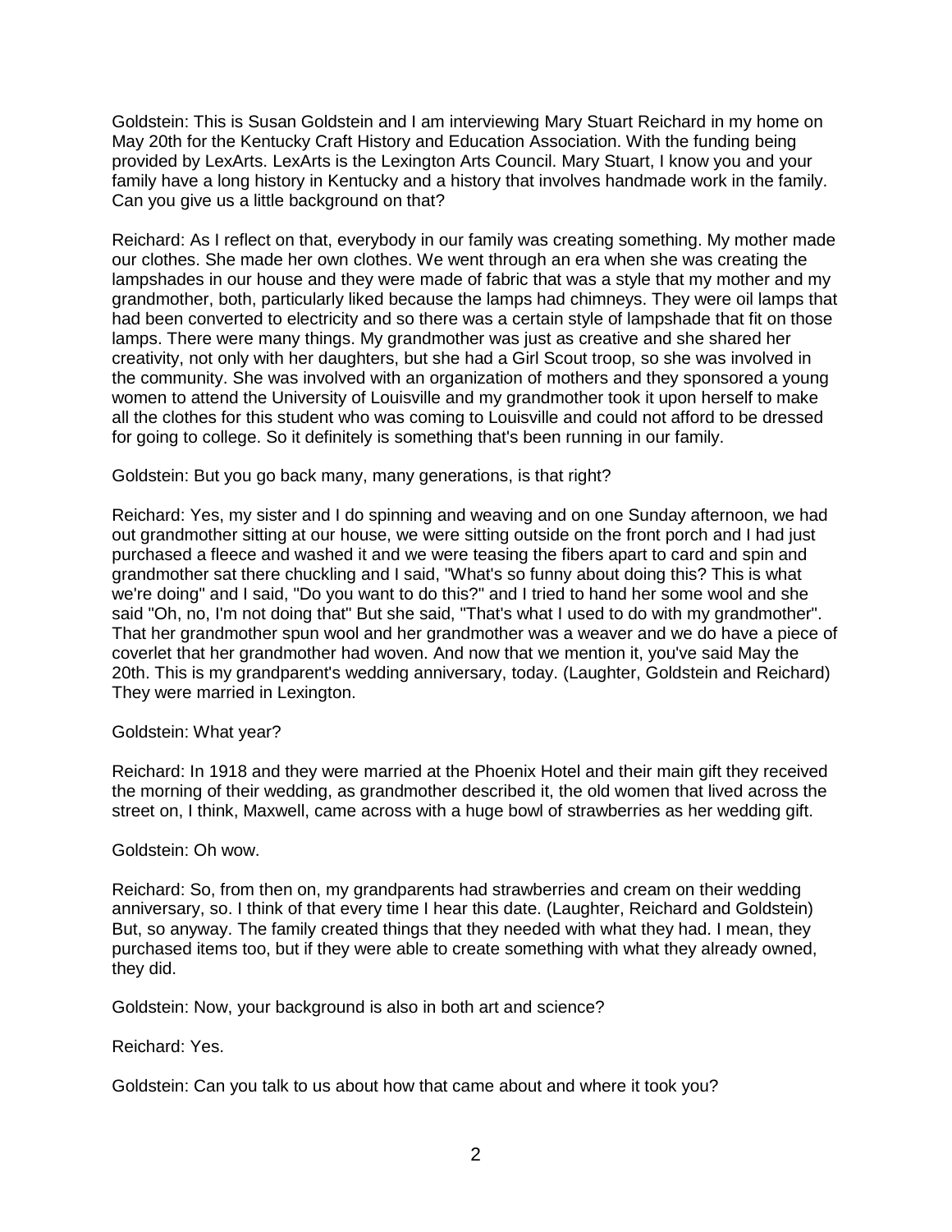Goldstein: This is Susan Goldstein and I am interviewing Mary Stuart Reichard in my home on May 20th for the Kentucky Craft History and Education Association. With the funding being provided by LexArts. LexArts is the Lexington Arts Council. Mary Stuart, I know you and your family have a long history in Kentucky and a history that involves handmade work in the family. Can you give us a little background on that?

Reichard: As I reflect on that, everybody in our family was creating something. My mother made our clothes. She made her own clothes. We went through an era when she was creating the lampshades in our house and they were made of fabric that was a style that my mother and my grandmother, both, particularly liked because the lamps had chimneys. They were oil lamps that had been converted to electricity and so there was a certain style of lampshade that fit on those lamps. There were many things. My grandmother was just as creative and she shared her creativity, not only with her daughters, but she had a Girl Scout troop, so she was involved in the community. She was involved with an organization of mothers and they sponsored a young women to attend the University of Louisville and my grandmother took it upon herself to make all the clothes for this student who was coming to Louisville and could not afford to be dressed for going to college. So it definitely is something that's been running in our family.

Goldstein: But you go back many, many generations, is that right?

Reichard: Yes, my sister and I do spinning and weaving and on one Sunday afternoon, we had out grandmother sitting at our house, we were sitting outside on the front porch and I had just purchased a fleece and washed it and we were teasing the fibers apart to card and spin and grandmother sat there chuckling and I said, "What's so funny about doing this? This is what we're doing" and I said, "Do you want to do this?" and I tried to hand her some wool and she said "Oh, no, I'm not doing that" But she said, "That's what I used to do with my grandmother". That her grandmother spun wool and her grandmother was a weaver and we do have a piece of coverlet that her grandmother had woven. And now that we mention it, you've said May the 20th. This is my grandparent's wedding anniversary, today. (Laughter, Goldstein and Reichard) They were married in Lexington.

Goldstein: What year?

Reichard: In 1918 and they were married at the Phoenix Hotel and their main gift they received the morning of their wedding, as grandmother described it, the old women that lived across the street on, I think, Maxwell, came across with a huge bowl of strawberries as her wedding gift.

Goldstein: Oh wow.

Reichard: So, from then on, my grandparents had strawberries and cream on their wedding anniversary, so. I think of that every time I hear this date. (Laughter, Reichard and Goldstein) But, so anyway. The family created things that they needed with what they had. I mean, they purchased items too, but if they were able to create something with what they already owned, they did.

Goldstein: Now, your background is also in both art and science?

Reichard: Yes.

Goldstein: Can you talk to us about how that came about and where it took you?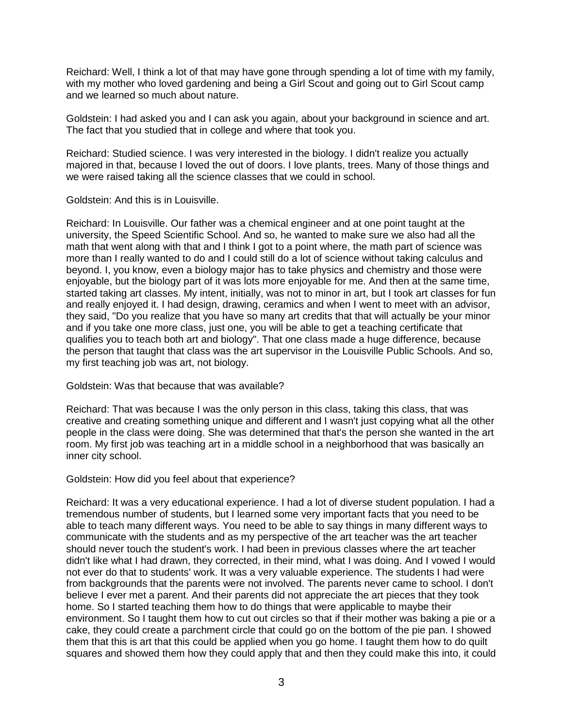Reichard: Well, I think a lot of that may have gone through spending a lot of time with my family, with my mother who loved gardening and being a Girl Scout and going out to Girl Scout camp and we learned so much about nature.

Goldstein: I had asked you and I can ask you again, about your background in science and art. The fact that you studied that in college and where that took you.

Reichard: Studied science. I was very interested in the biology. I didn't realize you actually majored in that, because I loved the out of doors. I love plants, trees. Many of those things and we were raised taking all the science classes that we could in school.

Goldstein: And this is in Louisville.

Reichard: In Louisville. Our father was a chemical engineer and at one point taught at the university, the Speed Scientific School. And so, he wanted to make sure we also had all the math that went along with that and I think I got to a point where, the math part of science was more than I really wanted to do and I could still do a lot of science without taking calculus and beyond. I, you know, even a biology major has to take physics and chemistry and those were enjoyable, but the biology part of it was lots more enjoyable for me. And then at the same time, started taking art classes. My intent, initially, was not to minor in art, but I took art classes for fun and really enjoyed it. I had design, drawing, ceramics and when I went to meet with an advisor, they said, "Do you realize that you have so many art credits that that will actually be your minor and if you take one more class, just one, you will be able to get a teaching certificate that qualifies you to teach both art and biology". That one class made a huge difference, because the person that taught that class was the art supervisor in the Louisville Public Schools. And so, my first teaching job was art, not biology.

Goldstein: Was that because that was available?

Reichard: That was because I was the only person in this class, taking this class, that was creative and creating something unique and different and I wasn't just copying what all the other people in the class were doing. She was determined that that's the person she wanted in the art room. My first job was teaching art in a middle school in a neighborhood that was basically an inner city school.

Goldstein: How did you feel about that experience?

Reichard: It was a very educational experience. I had a lot of diverse student population. I had a tremendous number of students, but I learned some very important facts that you need to be able to teach many different ways. You need to be able to say things in many different ways to communicate with the students and as my perspective of the art teacher was the art teacher should never touch the student's work. I had been in previous classes where the art teacher didn't like what I had drawn, they corrected, in their mind, what I was doing. And I vowed I would not ever do that to students' work. It was a very valuable experience. The students I had were from backgrounds that the parents were not involved. The parents never came to school. I don't believe I ever met a parent. And their parents did not appreciate the art pieces that they took home. So I started teaching them how to do things that were applicable to maybe their environment. So I taught them how to cut out circles so that if their mother was baking a pie or a cake, they could create a parchment circle that could go on the bottom of the pie pan. I showed them that this is art that this could be applied when you go home. I taught them how to do quilt squares and showed them how they could apply that and then they could make this into, it could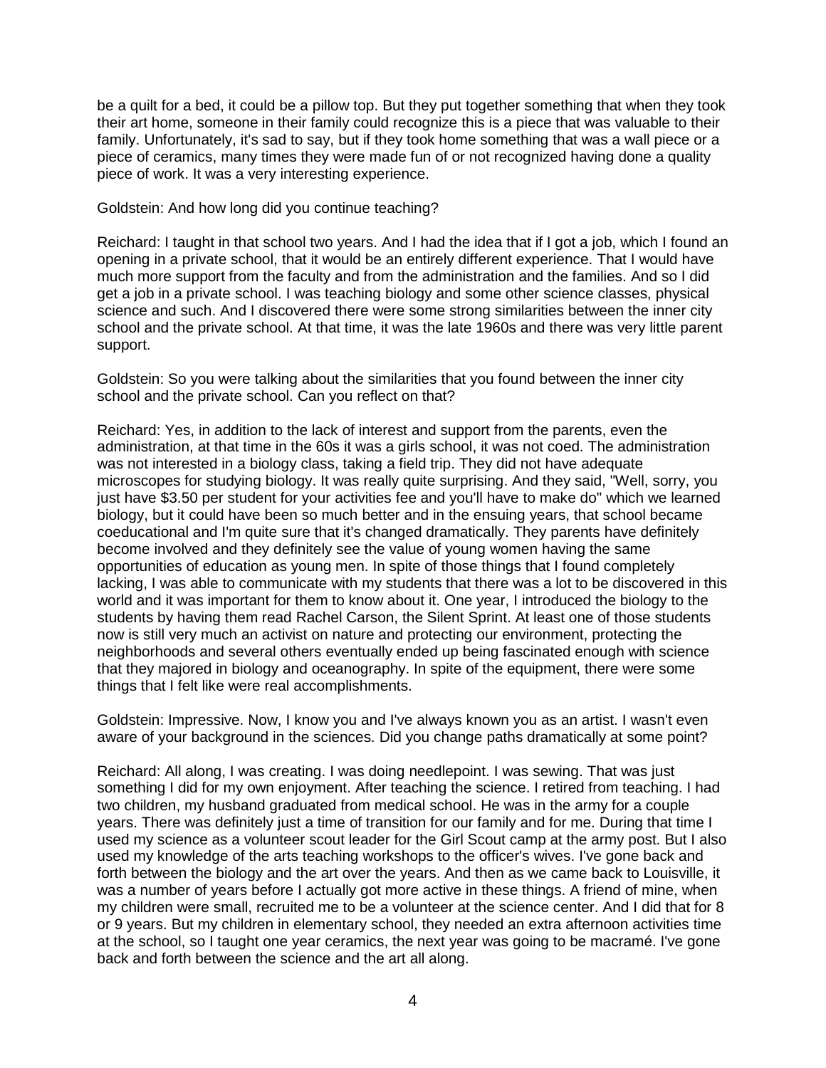be a quilt for a bed, it could be a pillow top. But they put together something that when they took their art home, someone in their family could recognize this is a piece that was valuable to their family. Unfortunately, it's sad to say, but if they took home something that was a wall piece or a piece of ceramics, many times they were made fun of or not recognized having done a quality piece of work. It was a very interesting experience.

Goldstein: And how long did you continue teaching?

Reichard: I taught in that school two years. And I had the idea that if I got a job, which I found an opening in a private school, that it would be an entirely different experience. That I would have much more support from the faculty and from the administration and the families. And so I did get a job in a private school. I was teaching biology and some other science classes, physical science and such. And I discovered there were some strong similarities between the inner city school and the private school. At that time, it was the late 1960s and there was very little parent support.

Goldstein: So you were talking about the similarities that you found between the inner city school and the private school. Can you reflect on that?

Reichard: Yes, in addition to the lack of interest and support from the parents, even the administration, at that time in the 60s it was a girls school, it was not coed. The administration was not interested in a biology class, taking a field trip. They did not have adequate microscopes for studying biology. It was really quite surprising. And they said, "Well, sorry, you just have $3.50 per student for your activities fee and you'll have to make do" which we learned biology, but it could have been so much better and in the ensuing years, that school became coeducational and I'm quite sure that it's changed dramatically. They parents have definitely become involved and they definitely see the value of young women having the same opportunities of education as young men. In spite of those things that I found completely lacking, I was able to communicate with my students that there was a lot to be discovered in this world and it was important for them to know about it. One year, I introduced the biology to the students by having them read Rachel Carson, the Silent Sprint. At least one of those students now is still very much an activist on nature and protecting our environment, protecting the neighborhoods and several others eventually ended up being fascinated enough with science that they majored in biology and oceanography. In spite of the equipment, there were some things that I felt like were real accomplishments.

Goldstein: Impressive. Now, I know you and I've always known you as an artist. I wasn't even aware of your background in the sciences. Did you change paths dramatically at some point?

Reichard: All along, I was creating. I was doing needlepoint. I was sewing. That was just something I did for my own enjoyment. After teaching the science. I retired from teaching. I had two children, my husband graduated from medical school. He was in the army for a couple years. There was definitely just a time of transition for our family and for me. During that time I used my science as a volunteer scout leader for the Girl Scout camp at the army post. But I also used my knowledge of the arts teaching workshops to the officer's wives. I've gone back and forth between the biology and the art over the years. And then as we came back to Louisville, it was a number of years before I actually got more active in these things. A friend of mine, when my children were small, recruited me to be a volunteer at the science center. And I did that for 8 or 9 years. But my children in elementary school, they needed an extra afternoon activities time at the school, so I taught one year ceramics, the next year was going to be macramé. I've gone back and forth between the science and the art all along.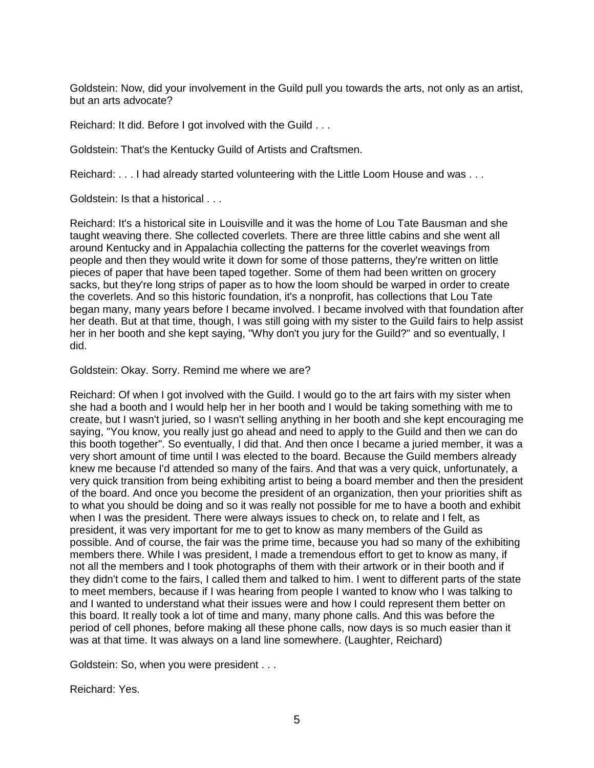Goldstein: Now, did your involvement in the Guild pull you towards the arts, not only as an artist, but an arts advocate?

Reichard: It did. Before I got involved with the Guild . . .

Goldstein: That's the Kentucky Guild of Artists and Craftsmen.

Reichard: . . . I had already started volunteering with the Little Loom House and was . . .

Goldstein: Is that a historical . . .

Reichard: It's a historical site in Louisville and it was the home of Lou Tate Bausman and she taught weaving there. She collected coverlets. There are three little cabins and she went all around Kentucky and in Appalachia collecting the patterns for the coverlet weavings from people and then they would write it down for some of those patterns, they're written on little pieces of paper that have been taped together. Some of them had been written on grocery sacks, but they're long strips of paper as to how the loom should be warped in order to create the coverlets. And so this historic foundation, it's a nonprofit, has collections that Lou Tate began many, many years before I became involved. I became involved with that foundation after her death. But at that time, though, I was still going with my sister to the Guild fairs to help assist her in her booth and she kept saying, "Why don't you jury for the Guild?" and so eventually, I did.

Goldstein: Okay. Sorry. Remind me where we are?

Reichard: Of when I got involved with the Guild. I would go to the art fairs with my sister when she had a booth and I would help her in her booth and I would be taking something with me to create, but I wasn't juried, so I wasn't selling anything in her booth and she kept encouraging me saying, "You know, you really just go ahead and need to apply to the Guild and then we can do this booth together". So eventually, I did that. And then once I became a juried member, it was a very short amount of time until I was elected to the board. Because the Guild members already knew me because I'd attended so many of the fairs. And that was a very quick, unfortunately, a very quick transition from being exhibiting artist to being a board member and then the president of the board. And once you become the president of an organization, then your priorities shift as to what you should be doing and so it was really not possible for me to have a booth and exhibit when I was the president. There were always issues to check on, to relate and I felt, as president, it was very important for me to get to know as many members of the Guild as possible. And of course, the fair was the prime time, because you had so many of the exhibiting members there. While I was president, I made a tremendous effort to get to know as many, if not all the members and I took photographs of them with their artwork or in their booth and if they didn't come to the fairs, I called them and talked to him. I went to different parts of the state to meet members, because if I was hearing from people I wanted to know who I was talking to and I wanted to understand what their issues were and how I could represent them better on this board. It really took a lot of time and many, many phone calls. And this was before the period of cell phones, before making all these phone calls, now days is so much easier than it was at that time. It was always on a land line somewhere. (Laughter, Reichard)

Goldstein: So, when you were president . . .

Reichard: Yes.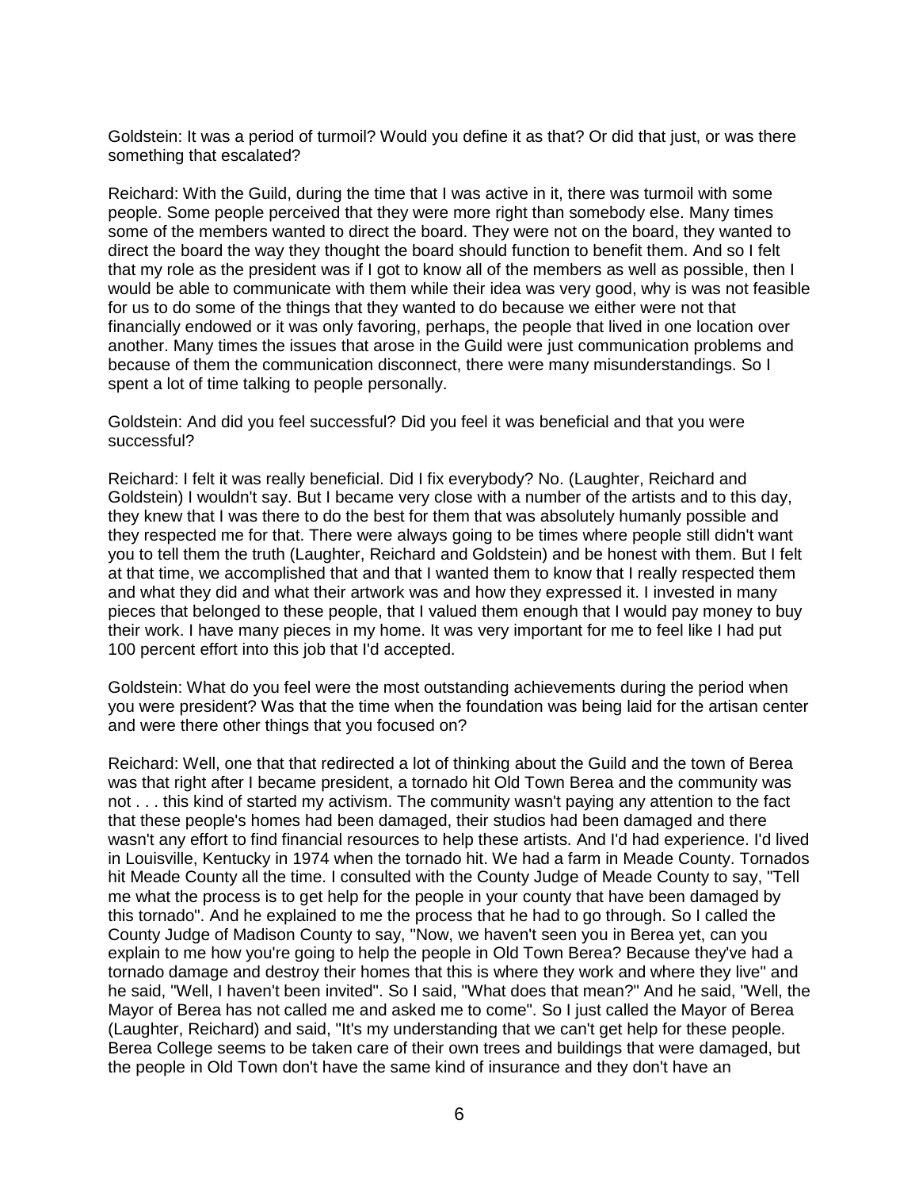Goldstein: It was a period of turmoil? Would you define it as that? Or did that just, or was there something that escalated?

Reichard: With the Guild, during the time that I was active in it, there was turmoil with some people. Some people perceived that they were more right than somebody else. Many times some of the members wanted to direct the board. They were not on the board, they wanted to direct the board the way they thought the board should function to benefit them. And so I felt that my role as the president was if I got to know all of the members as well as possible, then I would be able to communicate with them while their idea was very good, why is was not feasible for us to do some of the things that they wanted to do because we either were not that financially endowed or it was only favoring, perhaps, the people that lived in one location over another. Many times the issues that arose in the Guild were just communication problems and because of them the communication disconnect, there were many misunderstandings. So I spent a lot of time talking to people personally.

Goldstein: And did you feel successful? Did you feel it was beneficial and that you were successful?

Reichard: I felt it was really beneficial. Did I fix everybody? No. (Laughter, Reichard and Goldstein) I wouldn't say. But I became very close with a number of the artists and to this day, they knew that I was there to do the best for them that was absolutely humanly possible and they respected me for that. There were always going to be times where people still didn't want you to tell them the truth (Laughter, Reichard and Goldstein) and be honest with them. But I felt at that time, we accomplished that and that I wanted them to know that I really respected them and what they did and what their artwork was and how they expressed it. I invested in many pieces that belonged to these people, that I valued them enough that I would pay money to buy their work. I have many pieces in my home. It was very important for me to feel like I had put 100 percent effort into this job that I'd accepted.

Goldstein: What do you feel were the most outstanding achievements during the period when you were president? Was that the time when the foundation was being laid for the artisan center and were there other things that you focused on?

Reichard: Well, one that that redirected a lot of thinking about the Guild and the town of Berea was that right after I became president, a tornado hit Old Town Berea and the community was not . . . this kind of started my activism. The community wasn't paying any attention to the fact that these people's homes had been damaged, their studios had been damaged and there wasn't any effort to find financial resources to help these artists. And I'd had experience. I'd lived in Louisville, Kentucky in 1974 when the tornado hit. We had a farm in Meade County. Tornados hit Meade County all the time. I consulted with the County Judge of Meade County to say, "Tell me what the process is to get help for the people in your county that have been damaged by this tornado". And he explained to me the process that he had to go through. So I called the County Judge of Madison County to say, "Now, we haven't seen you in Berea yet, can you explain to me how you're going to help the people in Old Town Berea? Because they've had a tornado damage and destroy their homes that this is where they work and where they live" and he said, "Well, I haven't been invited". So I said, "What does that mean?" And he said, "Well, the Mayor of Berea has not called me and asked me to come". So I just called the Mayor of Berea (Laughter, Reichard) and said, "It's my understanding that we can't get help for these people. Berea College seems to be taken care of their own trees and buildings that were damaged, but the people in Old Town don't have the same kind of insurance and they don't have an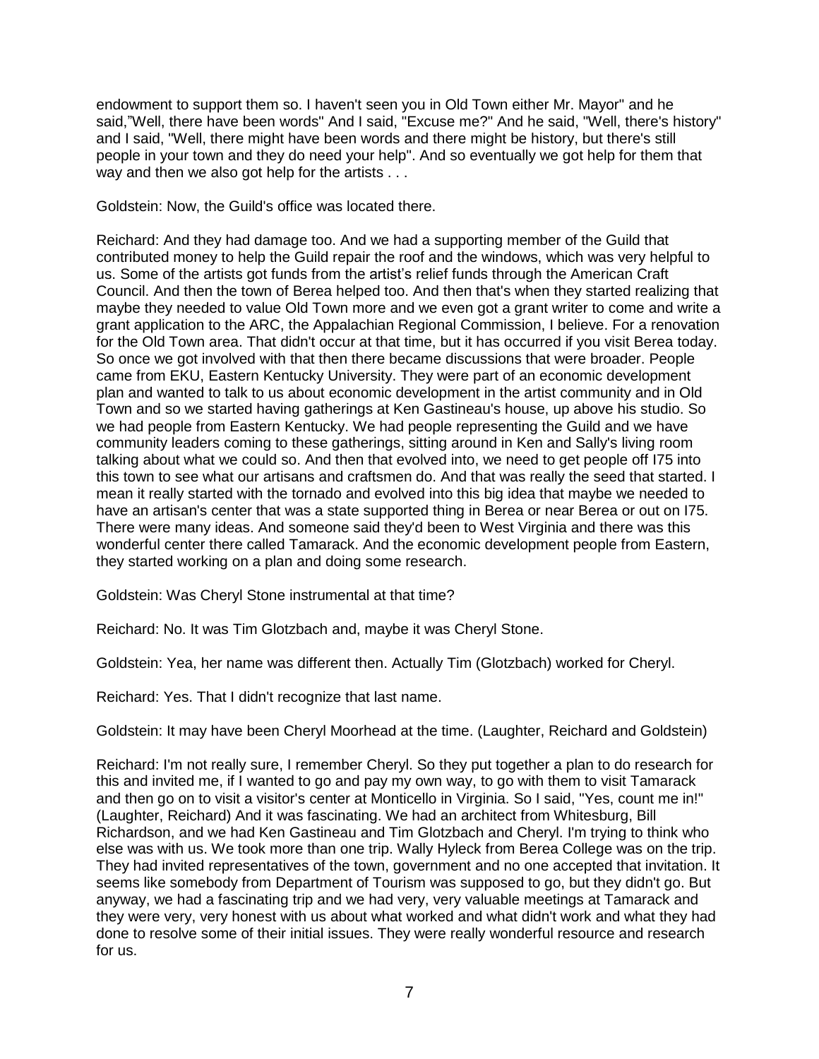endowment to support them so. I haven't seen you in Old Town either Mr. Mayor" and he said,"Well, there have been words" And I said, "Excuse me?" And he said, "Well, there's history" and I said, "Well, there might have been words and there might be history, but there's still people in your town and they do need your help". And so eventually we got help for them that way and then we also got help for the artists . . .

Goldstein: Now, the Guild's office was located there.

Reichard: And they had damage too. And we had a supporting member of the Guild that contributed money to help the Guild repair the roof and the windows, which was very helpful to us. Some of the artists got funds from the artist's relief funds through the American Craft Council. And then the town of Berea helped too. And then that's when they started realizing that maybe they needed to value Old Town more and we even got a grant writer to come and write a grant application to the ARC, the Appalachian Regional Commission, I believe. For a renovation for the Old Town area. That didn't occur at that time, but it has occurred if you visit Berea today. So once we got involved with that then there became discussions that were broader. People came from EKU, Eastern Kentucky University. They were part of an economic development plan and wanted to talk to us about economic development in the artist community and in Old Town and so we started having gatherings at Ken Gastineau's house, up above his studio. So we had people from Eastern Kentucky. We had people representing the Guild and we have community leaders coming to these gatherings, sitting around in Ken and Sally's living room talking about what we could so. And then that evolved into, we need to get people off I75 into this town to see what our artisans and craftsmen do. And that was really the seed that started. I mean it really started with the tornado and evolved into this big idea that maybe we needed to have an artisan's center that was a state supported thing in Berea or near Berea or out on I75. There were many ideas. And someone said they'd been to West Virginia and there was this wonderful center there called Tamarack. And the economic development people from Eastern, they started working on a plan and doing some research.

Goldstein: Was Cheryl Stone instrumental at that time?

Reichard: No. It was Tim Glotzbach and, maybe it was Cheryl Stone.

Goldstein: Yea, her name was different then. Actually Tim (Glotzbach) worked for Cheryl.

Reichard: Yes. That I didn't recognize that last name.

Goldstein: It may have been Cheryl Moorhead at the time. (Laughter, Reichard and Goldstein)

Reichard: I'm not really sure, I remember Cheryl. So they put together a plan to do research for this and invited me, if I wanted to go and pay my own way, to go with them to visit Tamarack and then go on to visit a visitor's center at Monticello in Virginia. So I said, "Yes, count me in!" (Laughter, Reichard) And it was fascinating. We had an architect from Whitesburg, Bill Richardson, and we had Ken Gastineau and Tim Glotzbach and Cheryl. I'm trying to think who else was with us. We took more than one trip. Wally Hyleck from Berea College was on the trip. They had invited representatives of the town, government and no one accepted that invitation. It seems like somebody from Department of Tourism was supposed to go, but they didn't go. But anyway, we had a fascinating trip and we had very, very valuable meetings at Tamarack and they were very, very honest with us about what worked and what didn't work and what they had done to resolve some of their initial issues. They were really wonderful resource and research for us.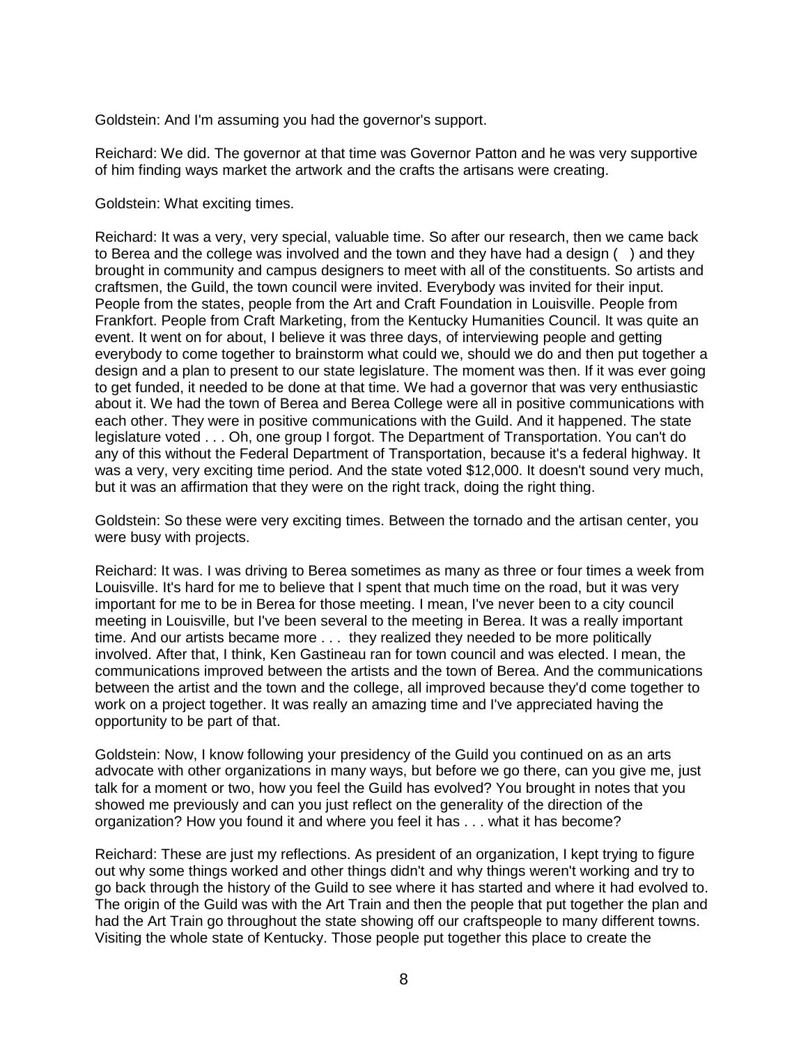Goldstein: And I'm assuming you had the governor's support.

Reichard: We did. The governor at that time was Governor Patton and he was very supportive of him finding ways market the artwork and the crafts the artisans were creating.

Goldstein: What exciting times.

Reichard: It was a very, very special, valuable time. So after our research, then we came back to Berea and the college was involved and the town and they have had a design (  ) and they brought in community and campus designers to meet with all of the constituents. So artists and craftsmen, the Guild, the town council were invited. Everybody was invited for their input. People from the states, people from the Art and Craft Foundation in Louisville. People from Frankfort. People from Craft Marketing, from the Kentucky Humanities Council. It was quite an event. It went on for about, I believe it was three days, of interviewing people and getting everybody to come together to brainstorm what could we, should we do and then put together a design and a plan to present to our state legislature. The moment was then. If it was ever going to get funded, it needed to be done at that time. We had a governor that was very enthusiastic about it. We had the town of Berea and Berea College were all in positive communications with each other. They were in positive communications with the Guild. And it happened. The state legislature voted . . . Oh, one group I forgot. The Department of Transportation. You can't do any of this without the Federal Department of Transportation, because it's a federal highway. It was a very, very exciting time period. And the state voted $12,000. It doesn't sound very much, but it was an affirmation that they were on the right track, doing the right thing.

Goldstein: So these were very exciting times. Between the tornado and the artisan center, you were busy with projects.

Reichard: It was. I was driving to Berea sometimes as many as three or four times a week from Louisville. It's hard for me to believe that I spent that much time on the road, but it was very important for me to be in Berea for those meeting. I mean, I've never been to a city council meeting in Louisville, but I've been several to the meeting in Berea. It was a really important time. And our artists became more . . .  they realized they needed to be more politically involved. After that, I think, Ken Gastineau ran for town council and was elected. I mean, the communications improved between the artists and the town of Berea. And the communications between the artist and the town and the college, all improved because they'd come together to work on a project together. It was really an amazing time and I've appreciated having the opportunity to be part of that.

Goldstein: Now, I know following your presidency of the Guild you continued on as an arts advocate with other organizations in many ways, but before we go there, can you give me, just talk for a moment or two, how you feel the Guild has evolved? You brought in notes that you showed me previously and can you just reflect on the generality of the direction of the organization? How you found it and where you feel it has . . . what it has become?

Reichard: These are just my reflections. As president of an organization, I kept trying to figure out why some things worked and other things didn't and why things weren't working and try to go back through the history of the Guild to see where it has started and where it had evolved to. The origin of the Guild was with the Art Train and then the people that put together the plan and had the Art Train go throughout the state showing off our craftspeople to many different towns. Visiting the whole state of Kentucky. Those people put together this place to create the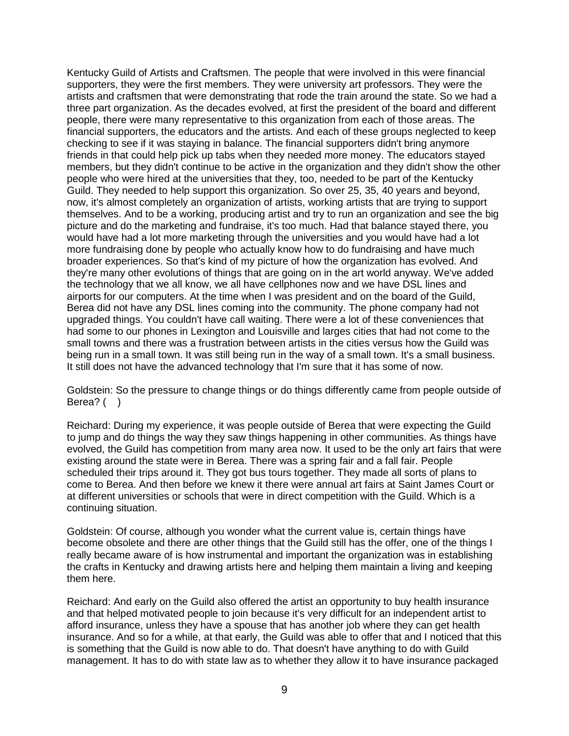Kentucky Guild of Artists and Craftsmen. The people that were involved in this were financial supporters, they were the first members. They were university art professors. They were the artists and craftsmen that were demonstrating that rode the train around the state. So we had a three part organization. As the decades evolved, at first the president of the board and different people, there were many representative to this organization from each of those areas. The financial supporters, the educators and the artists. And each of these groups neglected to keep checking to see if it was staying in balance. The financial supporters didn't bring anymore friends in that could help pick up tabs when they needed more money. The educators stayed members, but they didn't continue to be active in the organization and they didn't show the other people who were hired at the universities that they, too, needed to be part of the Kentucky Guild. They needed to help support this organization. So over 25, 35, 40 years and beyond, now, it's almost completely an organization of artists, working artists that are trying to support themselves. And to be a working, producing artist and try to run an organization and see the big picture and do the marketing and fundraise, it's too much. Had that balance stayed there, you would have had a lot more marketing through the universities and you would have had a lot more fundraising done by people who actually know how to do fundraising and have much broader experiences. So that's kind of my picture of how the organization has evolved. And they're many other evolutions of things that are going on in the art world anyway. We've added the technology that we all know, we all have cellphones now and we have DSL lines and airports for our computers. At the time when I was president and on the board of the Guild, Berea did not have any DSL lines coming into the community. The phone company had not upgraded things. You couldn't have call waiting. There were a lot of these conveniences that had some to our phones in Lexington and Louisville and larges cities that had not come to the small towns and there was a frustration between artists in the cities versus how the Guild was being run in a small town. It was still being run in the way of a small town. It's a small business. It still does not have the advanced technology that I'm sure that it has some of now.

Goldstein: So the pressure to change things or do things differently came from people outside of Berea? (   )

Reichard: During my experience, it was people outside of Berea that were expecting the Guild to jump and do things the way they saw things happening in other communities. As things have evolved, the Guild has competition from many area now. It used to be the only art fairs that were existing around the state were in Berea. There was a spring fair and a fall fair. People scheduled their trips around it. They got bus tours together. They made all sorts of plans to come to Berea. And then before we knew it there were annual art fairs at Saint James Court or at different universities or schools that were in direct competition with the Guild. Which is a continuing situation.

Goldstein: Of course, although you wonder what the current value is, certain things have become obsolete and there are other things that the Guild still has the offer, one of the things I really became aware of is how instrumental and important the organization was in establishing the crafts in Kentucky and drawing artists here and helping them maintain a living and keeping them here.

Reichard: And early on the Guild also offered the artist an opportunity to buy health insurance and that helped motivated people to join because it's very difficult for an independent artist to afford insurance, unless they have a spouse that has another job where they can get health insurance. And so for a while, at that early, the Guild was able to offer that and I noticed that this is something that the Guild is now able to do. That doesn't have anything to do with Guild management. It has to do with state law as to whether they allow it to have insurance packaged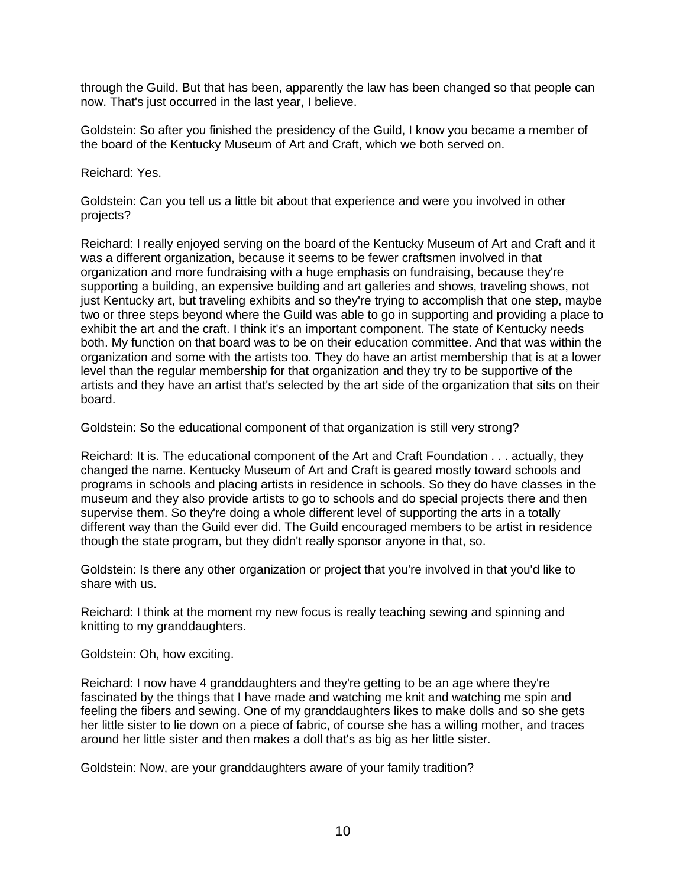through the Guild. But that has been, apparently the law has been changed so that people can now. That's just occurred in the last year, I believe.

Goldstein: So after you finished the presidency of the Guild, I know you became a member of the board of the Kentucky Museum of Art and Craft, which we both served on.

Reichard: Yes.

Goldstein: Can you tell us a little bit about that experience and were you involved in other projects?

Reichard: I really enjoyed serving on the board of the Kentucky Museum of Art and Craft and it was a different organization, because it seems to be fewer craftsmen involved in that organization and more fundraising with a huge emphasis on fundraising, because they're supporting a building, an expensive building and art galleries and shows, traveling shows, not just Kentucky art, but traveling exhibits and so they're trying to accomplish that one step, maybe two or three steps beyond where the Guild was able to go in supporting and providing a place to exhibit the art and the craft. I think it's an important component. The state of Kentucky needs both. My function on that board was to be on their education committee. And that was within the organization and some with the artists too. They do have an artist membership that is at a lower level than the regular membership for that organization and they try to be supportive of the artists and they have an artist that's selected by the art side of the organization that sits on their board.

Goldstein: So the educational component of that organization is still very strong?

Reichard: It is. The educational component of the Art and Craft Foundation . . . actually, they changed the name. Kentucky Museum of Art and Craft is geared mostly toward schools and programs in schools and placing artists in residence in schools. So they do have classes in the museum and they also provide artists to go to schools and do special projects there and then supervise them. So they're doing a whole different level of supporting the arts in a totally different way than the Guild ever did. The Guild encouraged members to be artist in residence though the state program, but they didn't really sponsor anyone in that, so.

Goldstein: Is there any other organization or project that you're involved in that you'd like to share with us.

Reichard: I think at the moment my new focus is really teaching sewing and spinning and knitting to my granddaughters.

Goldstein: Oh, how exciting.

Reichard: I now have 4 granddaughters and they're getting to be an age where they're fascinated by the things that I have made and watching me knit and watching me spin and feeling the fibers and sewing. One of my granddaughters likes to make dolls and so she gets her little sister to lie down on a piece of fabric, of course she has a willing mother, and traces around her little sister and then makes a doll that's as big as her little sister.

Goldstein: Now, are your granddaughters aware of your family tradition?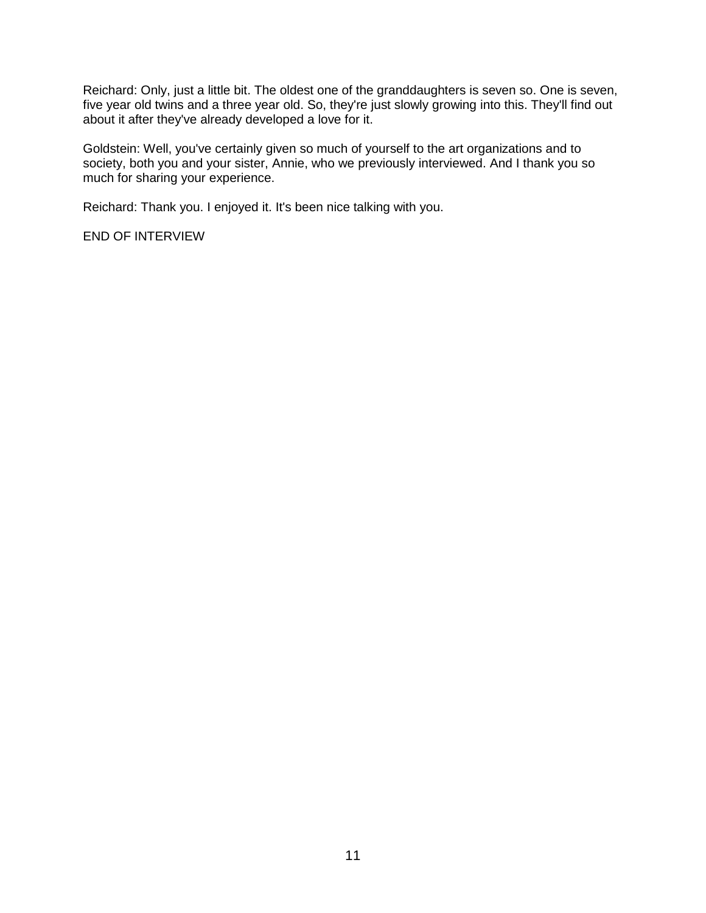Reichard: Only, just a little bit. The oldest one of the granddaughters is seven so. One is seven, five year old twins and a three year old. So, they're just slowly growing into this. They'll find out about it after they've already developed a love for it.

Goldstein: Well, you've certainly given so much of yourself to the art organizations and to society, both you and your sister, Annie, who we previously interviewed. And I thank you so much for sharing your experience.

Reichard: Thank you. I enjoyed it. It's been nice talking with you.

END OF INTERVIEW